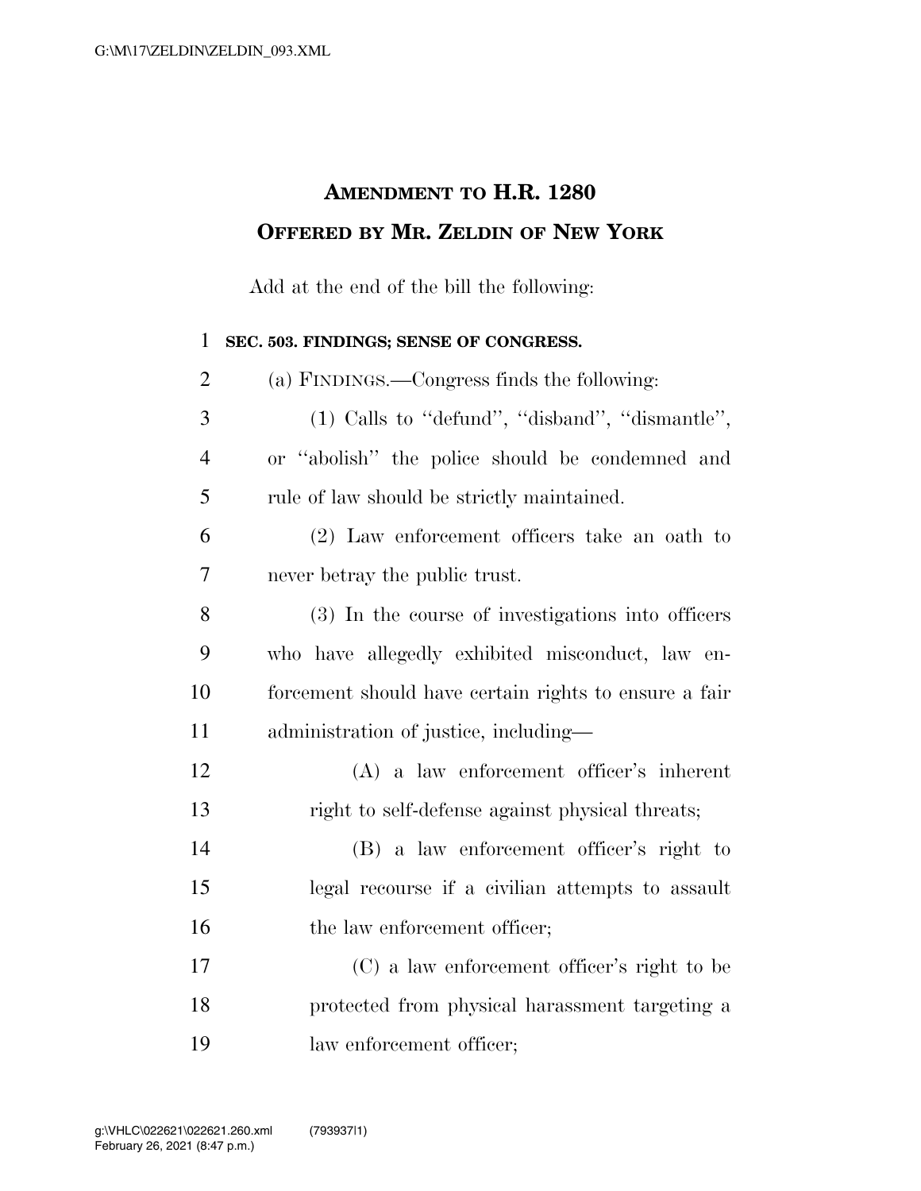# AMENDMENT TO H.R. 1280
## OFFERED BY MR. ZELDIN OF NEW YORK

Add at the end of the bill the following:

**SEC. 503. FINDINGS; SENSE OF CONGRESS.**

(a) FINDINGS.—Congress finds the following:

(1) Calls to ''defund'', ''disband'', ''dismantle'', or ''abolish'' the police should be condemned and rule of law should be strictly maintained.

(2) Law enforcement officers take an oath to never betray the public trust.

(3) In the course of investigations into officers who have allegedly exhibited misconduct, law enforcement should have certain rights to ensure a fair administration of justice, including—

(A) a law enforcement officer's inherent right to self-defense against physical threats;

(B) a law enforcement officer's right to legal recourse if a civilian attempts to assault the law enforcement officer;

(C) a law enforcement officer's right to be protected from physical harassment targeting a law enforcement officer;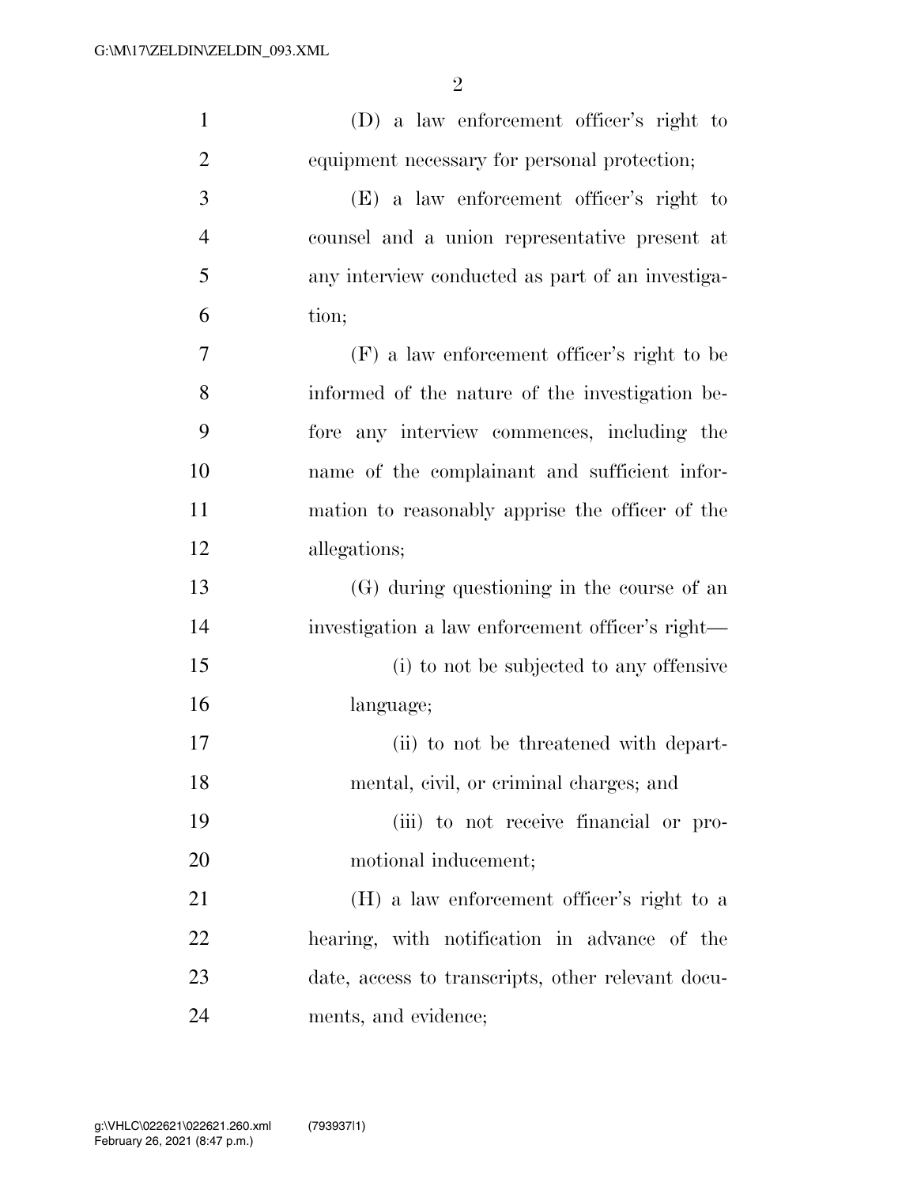(D) a law enforcement officer's right to equipment necessary for personal protection;

(E) a law enforcement officer's right to counsel and a union representative present at any interview conducted as part of an investigation;

(F) a law enforcement officer's right to be informed of the nature of the investigation before any interview commences, including the name of the complainant and sufficient information to reasonably apprise the officer of the allegations;

(G) during questioning in the course of an investigation a law enforcement officer's right—

(i) to not be subjected to any offensive language;

(ii) to not be threatened with departmental, civil, or criminal charges; and

(iii) to not receive financial or promotional inducement;

(H) a law enforcement officer's right to a hearing, with notification in advance of the date, access to transcripts, other relevant documents, and evidence;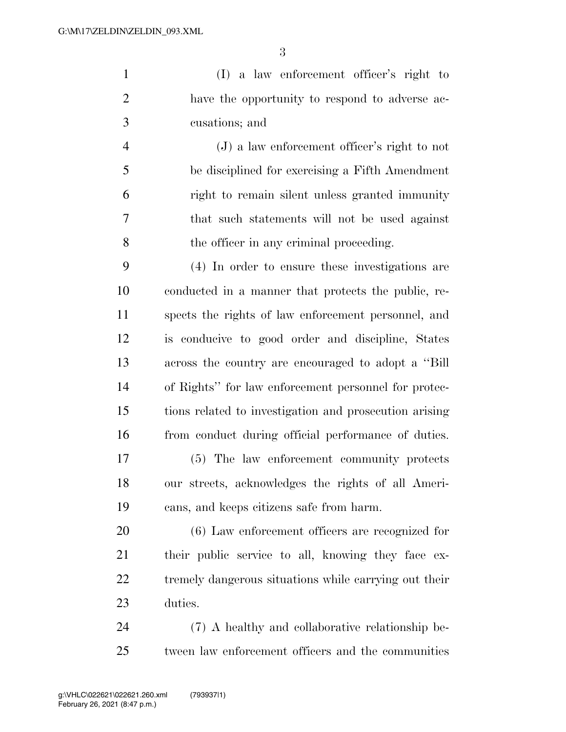(I) a law enforcement officer's right to have the opportunity to respond to adverse accusations; and

(J) a law enforcement officer's right to not be disciplined for exercising a Fifth Amendment right to remain silent unless granted immunity that such statements will not be used against the officer in any criminal proceeding.

(4) In order to ensure these investigations are conducted in a manner that protects the public, respects the rights of law enforcement personnel, and is conducive to good order and discipline, States across the country are encouraged to adopt a "Bill of Rights" for law enforcement personnel for protections related to investigation and prosecution arising from conduct during official performance of duties.

(5) The law enforcement community protects our streets, acknowledges the rights of all Americans, and keeps citizens safe from harm.

(6) Law enforcement officers are recognized for their public service to all, knowing they face extremely dangerous situations while carrying out their duties.

(7) A healthy and collaborative relationship between law enforcement officers and the communities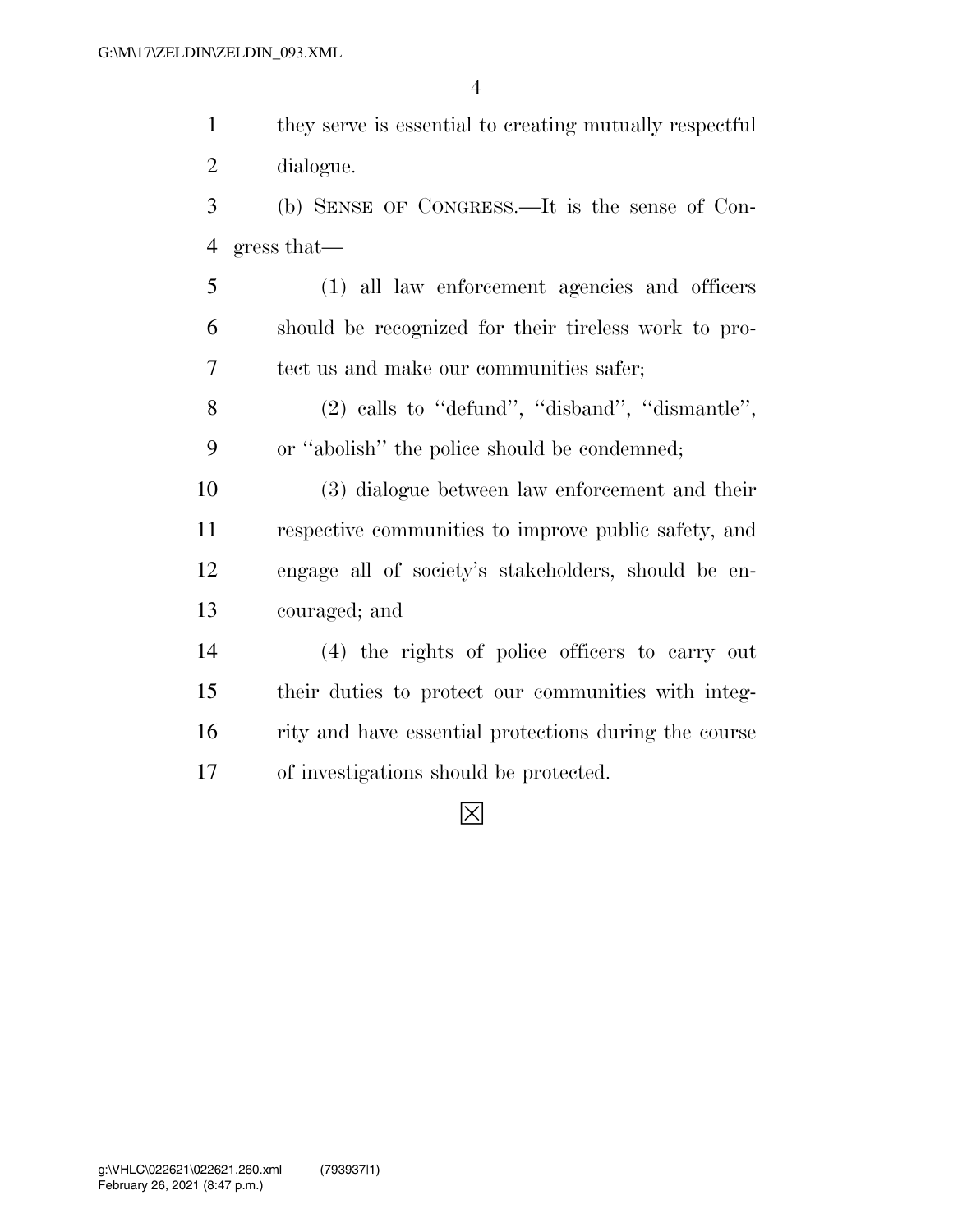they serve is essential to creating mutually respectful dialogue.

(b) SENSE OF CONGRESS.—It is the sense of Congress that—

(1) all law enforcement agencies and officers should be recognized for their tireless work to protect us and make our communities safer;

(2) calls to "defund", "disband", "dismantle", or "abolish" the police should be condemned;

(3) dialogue between law enforcement and their respective communities to improve public safety, and engage all of society's stakeholders, should be encouraged; and

(4) the rights of police officers to carry out their duties to protect our communities with integrity and have essential protections during the course of investigations should be protected.